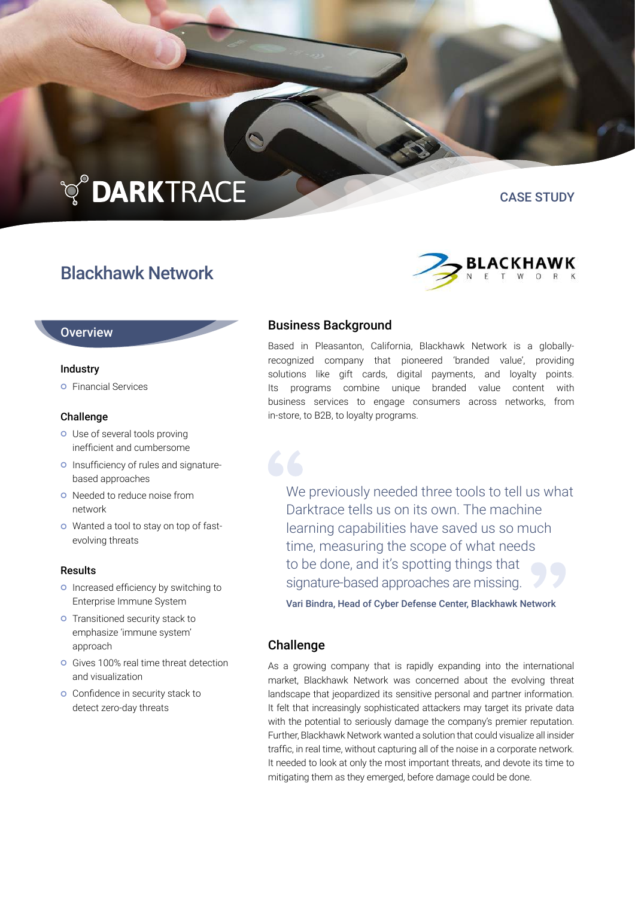DARKTRACE

CASE STUDY

# Blackhawk Network

BLACKHAWK NETWORK

## Overview

### Industry

- Financial Services

### Challenge

- Use of several tools proving inefficient and cumbersome
- Insufficiency of rules and signature-based approaches
- Needed to reduce noise from network
- Wanted a tool to stay on top of fast-evolving threats

### Results

- Increased efficiency by switching to Enterprise Immune System
- Transitioned security stack to emphasize 'immune system' approach
- Gives 100% real time threat detection and visualization
- Confidence in security stack to detect zero-day threats

## Business Background

Based in Pleasanton, California, Blackhawk Network is a globally-recognized company that pioneered 'branded value', providing solutions like gift cards, digital payments, and loyalty points. Its programs combine unique branded value content with business services to engage consumers across networks, from in-store, to B2B, to loyalty programs.

> "We previously needed three tools to tell us what Darktrace tells us on its own. The machine learning capabilities have saved us so much time, measuring the scope of what needs to be done, and it's spotting things that signature-based approaches are missing."
>
> **Vari Bindra, Head of Cyber Defense Center, Blackhawk Network**

## Challenge

As a growing company that is rapidly expanding into the international market, Blackhawk Network was concerned about the evolving threat landscape that jeopardized its sensitive personal and partner information. It felt that increasingly sophisticated attackers may target its private data with the potential to seriously damage the company's premier reputation. Further, Blackhawk Network wanted a solution that could visualize all insider traffic, in real time, without capturing all of the noise in a corporate network. It needed to look at only the most important threats, and devote its time to mitigating them as they emerged, before damage could be done.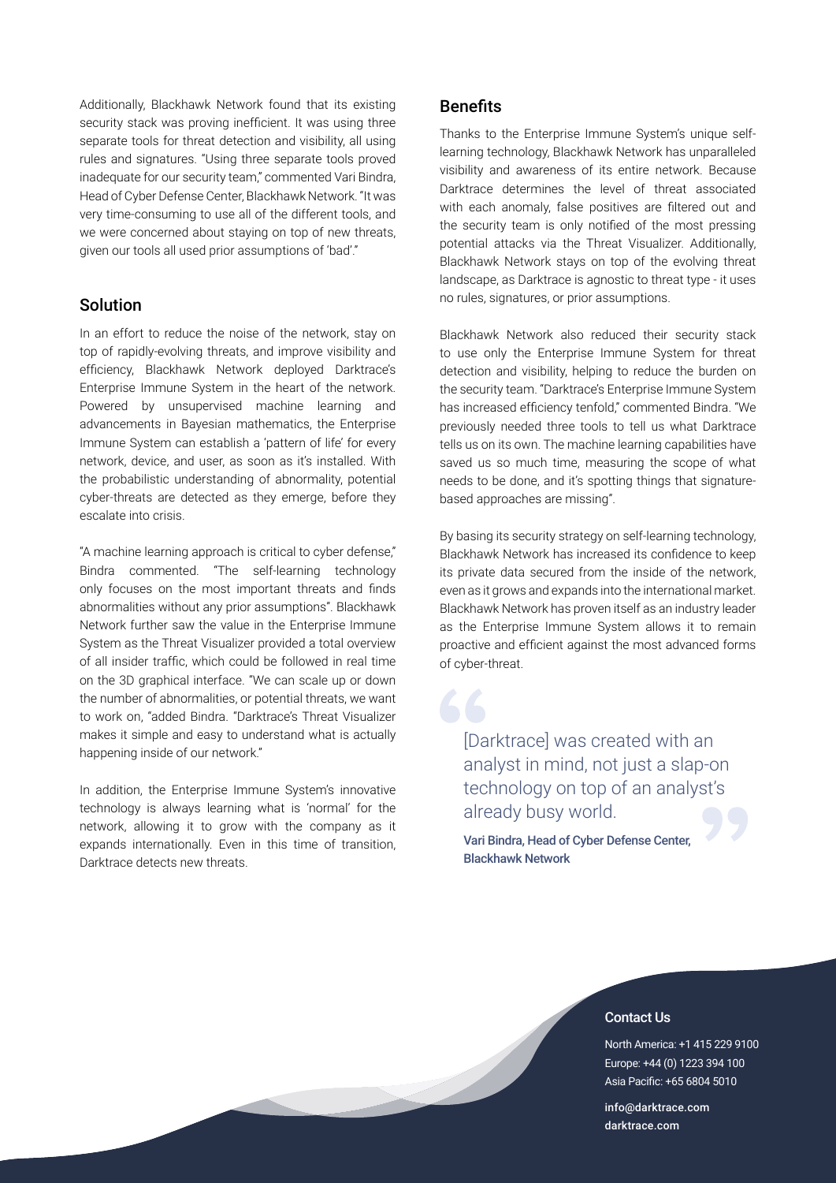Additionally, Blackhawk Network found that its existing security stack was proving inefficient. It was using three separate tools for threat detection and visibility, all using rules and signatures. "Using three separate tools proved inadequate for our security team," commented Vari Bindra, Head of Cyber Defense Center, Blackhawk Network. "It was very time-consuming to use all of the different tools, and we were concerned about staying on top of new threats, given our tools all used prior assumptions of 'bad'."

## Solution

In an effort to reduce the noise of the network, stay on top of rapidly-evolving threats, and improve visibility and efficiency, Blackhawk Network deployed Darktrace's Enterprise Immune System in the heart of the network. Powered by unsupervised machine learning and advancements in Bayesian mathematics, the Enterprise Immune System can establish a 'pattern of life' for every network, device, and user, as soon as it's installed. With the probabilistic understanding of abnormality, potential cyber-threats are detected as they emerge, before they escalate into crisis.

"A machine learning approach is critical to cyber defense," Bindra commented. "The self-learning technology only focuses on the most important threats and finds abnormalities without any prior assumptions". Blackhawk Network further saw the value in the Enterprise Immune System as the Threat Visualizer provided a total overview of all insider traffic, which could be followed in real time on the 3D graphical interface. "We can scale up or down the number of abnormalities, or potential threats, we want to work on, "added Bindra. "Darktrace's Threat Visualizer makes it simple and easy to understand what is actually happening inside of our network."

In addition, the Enterprise Immune System's innovative technology is always learning what is 'normal' for the network, allowing it to grow with the company as it expands internationally. Even in this time of transition, Darktrace detects new threats.

## Benefits

Thanks to the Enterprise Immune System's unique self-learning technology, Blackhawk Network has unparalleled visibility and awareness of its entire network. Because Darktrace determines the level of threat associated with each anomaly, false positives are filtered out and the security team is only notified of the most pressing potential attacks via the Threat Visualizer. Additionally, Blackhawk Network stays on top of the evolving threat landscape, as Darktrace is agnostic to threat type - it uses no rules, signatures, or prior assumptions.

Blackhawk Network also reduced their security stack to use only the Enterprise Immune System for threat detection and visibility, helping to reduce the burden on the security team. "Darktrace's Enterprise Immune System has increased efficiency tenfold," commented Bindra. "We previously needed three tools to tell us what Darktrace tells us on its own. The machine learning capabilities have saved us so much time, measuring the scope of what needs to be done, and it's spotting things that signature-based approaches are missing".

By basing its security strategy on self-learning technology, Blackhawk Network has increased its confidence to keep its private data secured from the inside of the network, even as it grows and expands into the international market. Blackhawk Network has proven itself as an industry leader as the Enterprise Immune System allows it to remain proactive and efficient against the most advanced forms of cyber-threat.

> [Darktrace] was created with an analyst in mind, not just a slap-on technology on top of an analyst's already busy world.
>
> **Vari Bindra, Head of Cyber Defense Center, Blackhawk Network**

### Contact Us

North America: +1 415 229 9100
Europe: +44 (0) 1223 394 100
Asia Pacific: +65 6804 5010

info@darktrace.com
darktrace.com